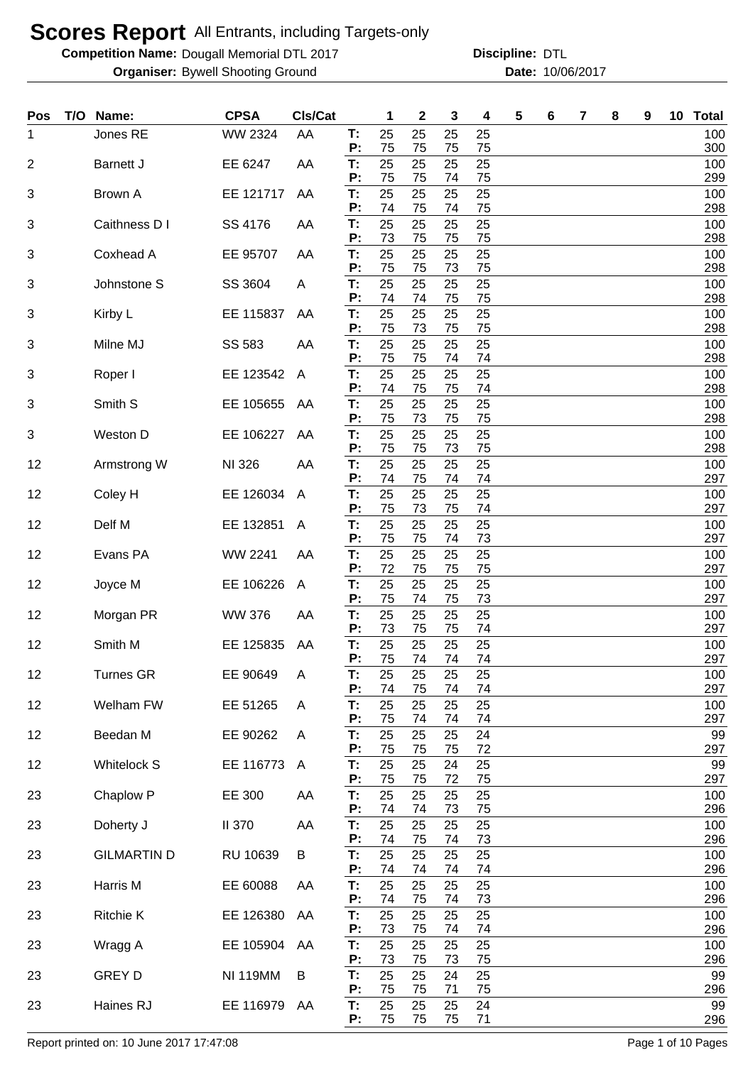# Scores Report All Entrants, including Targets-only

**Competition Name:** Dougall Memorial DTL 2017 **Discipline:** DTL

**Organiser:** Bywell Shooting Ground **Date:** 10/06/2017

| Pos | T/O | Name: | CPSA | Cls/Cat | | 1 | 2 | 3 | 4 | 5 | 6 | 7 | 8 | 9 | 10 | Total |
|---|---|---|---|---|---|---|---|---|---|---|---|---|---|---|---|---|
| 1 | | Jones RE | WW 2324 | AA | T: | 25 | 25 | 25 | 25 | | | | | | | 100 |
| | | | | | P: | 75 | 75 | 75 | 75 | | | | | | | 300 |
| 2 | | Barnett J | EE 6247 | AA | T: | 25 | 25 | 25 | 25 | | | | | | | 100 |
| | | | | | P: | 75 | 75 | 74 | 75 | | | | | | | 299 |
| 3 | | Brown A | EE 121717 | AA | T: | 25 | 25 | 25 | 25 | | | | | | | 100 |
| | | | | | P: | 74 | 75 | 74 | 75 | | | | | | | 298 |
| 3 | | Caithness D I | SS 4176 | AA | T: | 25 | 25 | 25 | 25 | | | | | | | 100 |
| | | | | | P: | 73 | 75 | 75 | 75 | | | | | | | 298 |
| 3 | | Coxhead A | EE 95707 | AA | T: | 25 | 25 | 25 | 25 | | | | | | | 100 |
| | | | | | P: | 75 | 75 | 73 | 75 | | | | | | | 298 |
| 3 | | Johnstone S | SS 3604 | A | T: | 25 | 25 | 25 | 25 | | | | | | | 100 |
| | | | | | P: | 74 | 74 | 75 | 75 | | | | | | | 298 |
| 3 | | Kirby L | EE 115837 | AA | T: | 25 | 25 | 25 | 25 | | | | | | | 100 |
| | | | | | P: | 75 | 73 | 75 | 75 | | | | | | | 298 |
| 3 | | Milne MJ | SS 583 | AA | T: | 25 | 25 | 25 | 25 | | | | | | | 100 |
| | | | | | P: | 75 | 75 | 74 | 74 | | | | | | | 298 |
| 3 | | Roper I | EE 123542 | A | T: | 25 | 25 | 25 | 25 | | | | | | | 100 |
| | | | | | P: | 74 | 75 | 75 | 74 | | | | | | | 298 |
| 3 | | Smith S | EE 105655 | AA | T: | 25 | 25 | 25 | 25 | | | | | | | 100 |
| | | | | | P: | 75 | 73 | 75 | 75 | | | | | | | 298 |
| 3 | | Weston D | EE 106227 | AA | T: | 25 | 25 | 25 | 25 | | | | | | | 100 |
| | | | | | P: | 75 | 75 | 73 | 75 | | | | | | | 298 |
| 12 | | Armstrong W | NI 326 | AA | T: | 25 | 25 | 25 | 25 | | | | | | | 100 |
| | | | | | P: | 74 | 75 | 74 | 74 | | | | | | | 297 |
| 12 | | Coley H | EE 126034 | A | T: | 25 | 25 | 25 | 25 | | | | | | | 100 |
| | | | | | P: | 75 | 73 | 75 | 74 | | | | | | | 297 |
| 12 | | Delf M | EE 132851 | A | T: | 25 | 25 | 25 | 25 | | | | | | | 100 |
| | | | | | P: | 75 | 75 | 74 | 73 | | | | | | | 297 |
| 12 | | Evans PA | WW 2241 | AA | T: | 25 | 25 | 25 | 25 | | | | | | | 100 |
| | | | | | P: | 72 | 75 | 75 | 75 | | | | | | | 297 |
| 12 | | Joyce M | EE 106226 | A | T: | 25 | 25 | 25 | 25 | | | | | | | 100 |
| | | | | | P: | 75 | 74 | 75 | 73 | | | | | | | 297 |
| 12 | | Morgan PR | WW 376 | AA | T: | 25 | 25 | 25 | 25 | | | | | | | 100 |
| | | | | | P: | 73 | 75 | 75 | 74 | | | | | | | 297 |
| 12 | | Smith M | EE 125835 | AA | T: | 25 | 25 | 25 | 25 | | | | | | | 100 |
| | | | | | P: | 75 | 74 | 74 | 74 | | | | | | | 297 |
| 12 | | Turnes GR | EE 90649 | A | T: | 25 | 25 | 25 | 25 | | | | | | | 100 |
| | | | | | P: | 74 | 75 | 74 | 74 | | | | | | | 297 |
| 12 | | Welham FW | EE 51265 | A | T: | 25 | 25 | 25 | 25 | | | | | | | 100 |
| | | | | | P: | 75 | 74 | 74 | 74 | | | | | | | 297 |
| 12 | | Beedan M | EE 90262 | A | T: | 25 | 25 | 25 | 24 | | | | | | | 99 |
| | | | | | P: | 75 | 75 | 75 | 72 | | | | | | | 297 |
| 12 | | Whitelock S | EE 116773 | A | T: | 25 | 25 | 24 | 25 | | | | | | | 99 |
| | | | | | P: | 75 | 75 | 72 | 75 | | | | | | | 297 |
| 23 | | Chaplow P | EE 300 | AA | T: | 25 | 25 | 25 | 25 | | | | | | | 100 |
| | | | | | P: | 74 | 74 | 73 | 75 | | | | | | | 296 |
| 23 | | Doherty J | II 370 | AA | T: | 25 | 25 | 25 | 25 | | | | | | | 100 |
| | | | | | P: | 74 | 75 | 74 | 73 | | | | | | | 296 |
| 23 | | GILMARTIN D | RU 10639 | B | T: | 25 | 25 | 25 | 25 | | | | | | | 100 |
| | | | | | P: | 74 | 74 | 74 | 74 | | | | | | | 296 |
| 23 | | Harris M | EE 60088 | AA | T: | 25 | 25 | 25 | 25 | | | | | | | 100 |
| | | | | | P: | 74 | 75 | 74 | 73 | | | | | | | 296 |
| 23 | | Ritchie K | EE 126380 | AA | T: | 25 | 25 | 25 | 25 | | | | | | | 100 |
| | | | | | P: | 73 | 75 | 74 | 74 | | | | | | | 296 |
| 23 | | Wragg A | EE 105904 | AA | T: | 25 | 25 | 25 | 25 | | | | | | | 100 |
| | | | | | P: | 73 | 75 | 73 | 75 | | | | | | | 296 |
| 23 | | GREY D | NI 119MM | B | T: | 25 | 25 | 24 | 25 | | | | | | | 99 |
| | | | | | P: | 75 | 75 | 71 | 75 | | | | | | | 296 |
| 23 | | Haines RJ | EE 116979 | AA | T: | 25 | 25 | 25 | 24 | | | | | | | 99 |
| | | | | | P: | 75 | 75 | 75 | 71 | | | | | | | 296 |

Report printed on: 10 June 2017 17:47:08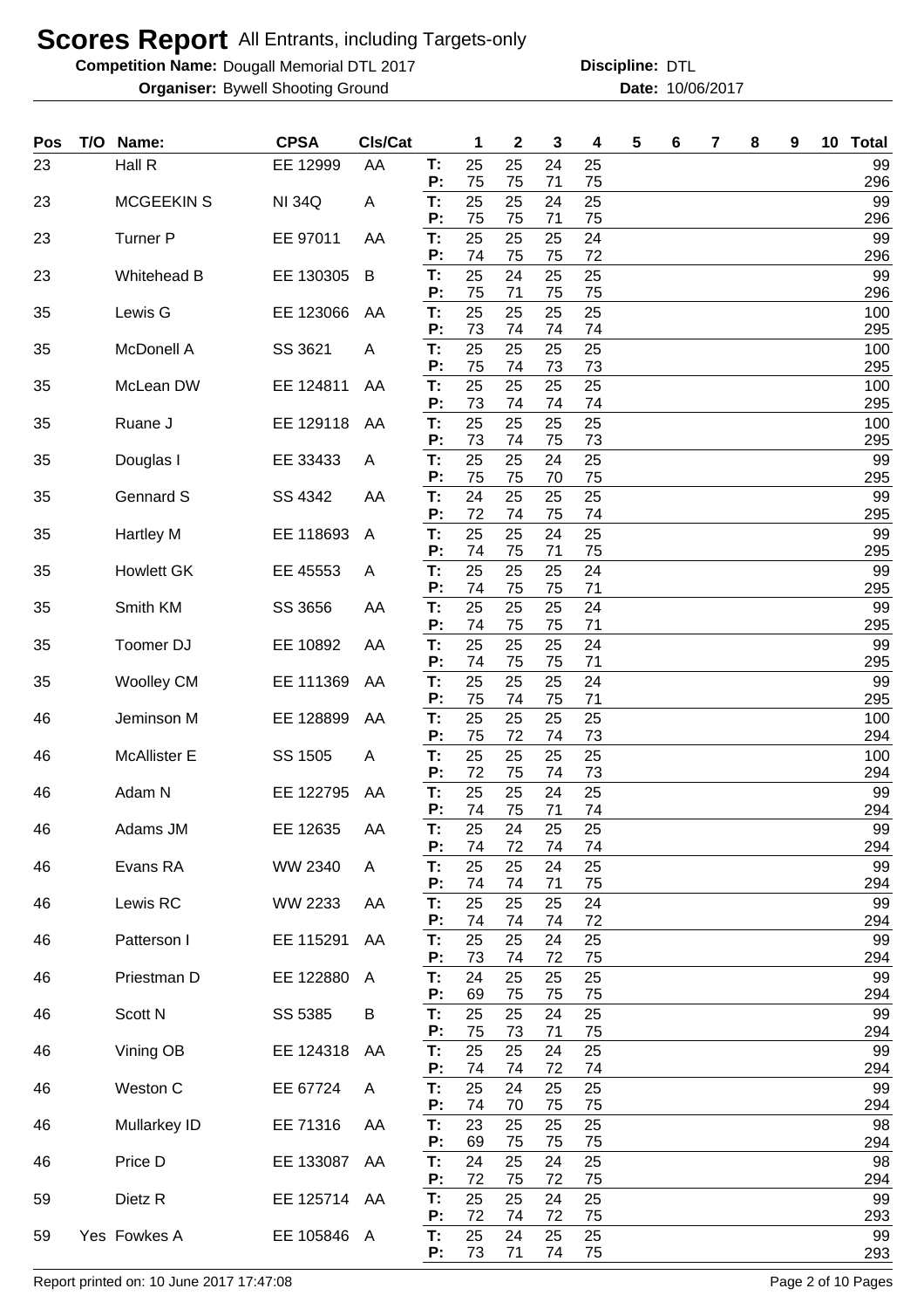# Scores Report All Entrants, including Targets-only

**Competition Name:** Dougall Memorial DTL 2017 **Discipline:** DTL

**Organiser:** Bywell Shooting Ground **Date:** 10/06/2017

| Pos | T/O | Name: | CPSA | Cls/Cat | | 1 | 2 | 3 | 4 | 5 | 6 | 7 | 8 | 9 | 10 | Total |
|---|---|---|---|---|---|---|---|---|---|---|---|---|---|---|---|---|
| 23 | | Hall R | EE 12999 | AA | T: | 25 | 25 | 24 | 25 | | | | | | | 99 |
| | | | | | P: | 75 | 75 | 71 | 75 | | | | | | | 296 |
| 23 | | MCGEEKIN S | NI 34Q | A | T: | 25 | 25 | 24 | 25 | | | | | | | 99 |
| | | | | | P: | 75 | 75 | 71 | 75 | | | | | | | 296 |
| 23 | | Turner P | EE 97011 | AA | T: | 25 | 25 | 25 | 24 | | | | | | | 99 |
| | | | | | P: | 74 | 75 | 75 | 72 | | | | | | | 296 |
| 23 | | Whitehead B | EE 130305 | B | T: | 25 | 24 | 25 | 25 | | | | | | | 99 |
| | | | | | P: | 75 | 71 | 75 | 75 | | | | | | | 296 |
| 35 | | Lewis G | EE 123066 | AA | T: | 25 | 25 | 25 | 25 | | | | | | | 100 |
| | | | | | P: | 73 | 74 | 74 | 74 | | | | | | | 295 |
| 35 | | McDonell A | SS 3621 | A | T: | 25 | 25 | 25 | 25 | | | | | | | 100 |
| | | | | | P: | 75 | 74 | 73 | 73 | | | | | | | 295 |
| 35 | | McLean DW | EE 124811 | AA | T: | 25 | 25 | 25 | 25 | | | | | | | 100 |
| | | | | | P: | 73 | 74 | 74 | 74 | | | | | | | 295 |
| 35 | | Ruane J | EE 129118 | AA | T: | 25 | 25 | 25 | 25 | | | | | | | 100 |
| | | | | | P: | 73 | 74 | 75 | 73 | | | | | | | 295 |
| 35 | | Douglas I | EE 33433 | A | T: | 25 | 25 | 24 | 25 | | | | | | | 99 |
| | | | | | P: | 75 | 75 | 70 | 75 | | | | | | | 295 |
| 35 | | Gennard S | SS 4342 | AA | T: | 24 | 25 | 25 | 25 | | | | | | | 99 |
| | | | | | P: | 72 | 74 | 75 | 74 | | | | | | | 295 |
| 35 | | Hartley M | EE 118693 | A | T: | 25 | 25 | 24 | 25 | | | | | | | 99 |
| | | | | | P: | 74 | 75 | 71 | 75 | | | | | | | 295 |
| 35 | | Howlett GK | EE 45553 | A | T: | 25 | 25 | 25 | 24 | | | | | | | 99 |
| | | | | | P: | 74 | 75 | 75 | 71 | | | | | | | 295 |
| 35 | | Smith KM | SS 3656 | AA | T: | 25 | 25 | 25 | 24 | | | | | | | 99 |
| | | | | | P: | 74 | 75 | 75 | 71 | | | | | | | 295 |
| 35 | | Toomer DJ | EE 10892 | AA | T: | 25 | 25 | 25 | 24 | | | | | | | 99 |
| | | | | | P: | 74 | 75 | 75 | 71 | | | | | | | 295 |
| 35 | | Woolley CM | EE 111369 | AA | T: | 25 | 25 | 25 | 24 | | | | | | | 99 |
| | | | | | P: | 75 | 74 | 75 | 71 | | | | | | | 295 |
| 46 | | Jeminson M | EE 128899 | AA | T: | 25 | 25 | 25 | 25 | | | | | | | 100 |
| | | | | | P: | 75 | 72 | 74 | 73 | | | | | | | 294 |
| 46 | | McAllister E | SS 1505 | A | T: | 25 | 25 | 25 | 25 | | | | | | | 100 |
| | | | | | P: | 72 | 75 | 74 | 73 | | | | | | | 294 |
| 46 | | Adam N | EE 122795 | AA | T: | 25 | 25 | 24 | 25 | | | | | | | 99 |
| | | | | | P: | 74 | 75 | 71 | 74 | | | | | | | 294 |
| 46 | | Adams JM | EE 12635 | AA | T: | 25 | 24 | 25 | 25 | | | | | | | 99 |
| | | | | | P: | 74 | 72 | 74 | 74 | | | | | | | 294 |
| 46 | | Evans RA | WW 2340 | A | T: | 25 | 25 | 24 | 25 | | | | | | | 99 |
| | | | | | P: | 74 | 74 | 71 | 75 | | | | | | | 294 |
| 46 | | Lewis RC | WW 2233 | AA | T: | 25 | 25 | 25 | 24 | | | | | | | 99 |
| | | | | | P: | 74 | 74 | 74 | 72 | | | | | | | 294 |
| 46 | | Patterson I | EE 115291 | AA | T: | 25 | 25 | 24 | 25 | | | | | | | 99 |
| | | | | | P: | 73 | 74 | 72 | 75 | | | | | | | 294 |
| 46 | | Priestman D | EE 122880 | A | T: | 24 | 25 | 25 | 25 | | | | | | | 99 |
| | | | | | P: | 69 | 75 | 75 | 75 | | | | | | | 294 |
| 46 | | Scott N | SS 5385 | B | T: | 25 | 25 | 24 | 25 | | | | | | | 99 |
| | | | | | P: | 75 | 73 | 71 | 75 | | | | | | | 294 |
| 46 | | Vining OB | EE 124318 | AA | T: | 25 | 25 | 24 | 25 | | | | | | | 99 |
| | | | | | P: | 74 | 74 | 72 | 74 | | | | | | | 294 |
| 46 | | Weston C | EE 67724 | A | T: | 25 | 24 | 25 | 25 | | | | | | | 99 |
| | | | | | P: | 74 | 70 | 75 | 75 | | | | | | | 294 |
| 46 | | Mullarkey ID | EE 71316 | AA | T: | 23 | 25 | 25 | 25 | | | | | | | 98 |
| | | | | | P: | 69 | 75 | 75 | 75 | | | | | | | 294 |
| 46 | | Price D | EE 133087 | AA | T: | 24 | 25 | 24 | 25 | | | | | | | 98 |
| | | | | | P: | 72 | 75 | 72 | 75 | | | | | | | 294 |
| 59 | | Dietz R | EE 125714 | AA | T: | 25 | 25 | 24 | 25 | | | | | | | 99 |
| | | | | | P: | 72 | 74 | 72 | 75 | | | | | | | 293 |
| 59 | Yes | Fowkes A | EE 105846 | A | T: | 25 | 24 | 25 | 25 | | | | | | | 99 |
| | | | | | P: | 73 | 71 | 74 | 75 | | | | | | | 293 |

Report printed on: 10 June 2017 17:47:08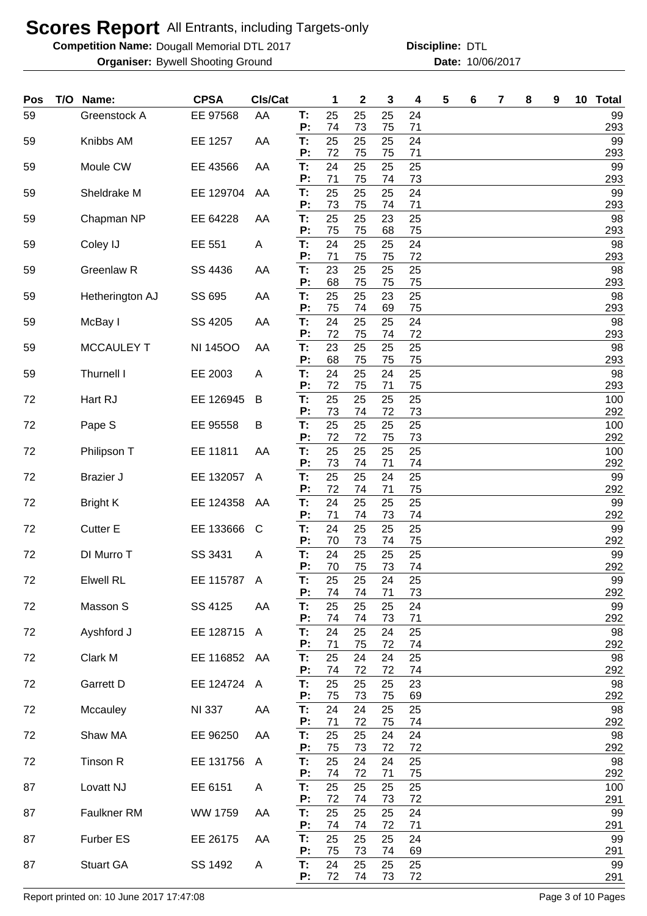# Scores Report All Entrants, including Targets-only

**Competition Name:** Dougall Memorial DTL 2017 **Discipline:** DTL

**Organiser:** Bywell Shooting Ground **Date:** 10/06/2017

| Pos | T/O | Name: | CPSA | Cls/Cat | | 1 | 2 | 3 | 4 | 5 | 6 | 7 | 8 | 9 | 10 | Total |
|---|---|---|---|---|---|---|---|---|---|---|---|---|---|---|---|---|
| 59 | | Greenstock A | EE 97568 | AA | T: | 25 | 25 | 25 | 24 | | | | | | | 99 |
| | | | | | P: | 74 | 73 | 75 | 71 | | | | | | | 293 |
| 59 | | Knibbs AM | EE 1257 | AA | T: | 25 | 25 | 25 | 24 | | | | | | | 99 |
| | | | | | P: | 72 | 75 | 75 | 71 | | | | | | | 293 |
| 59 | | Moule CW | EE 43566 | AA | T: | 24 | 25 | 25 | 25 | | | | | | | 99 |
| | | | | | P: | 71 | 75 | 74 | 73 | | | | | | | 293 |
| 59 | | Sheldrake M | EE 129704 | AA | T: | 25 | 25 | 25 | 24 | | | | | | | 99 |
| | | | | | P: | 73 | 75 | 74 | 71 | | | | | | | 293 |
| 59 | | Chapman NP | EE 64228 | AA | T: | 25 | 25 | 23 | 25 | | | | | | | 98 |
| | | | | | P: | 75 | 75 | 68 | 75 | | | | | | | 293 |
| 59 | | Coley IJ | EE 551 | A | T: | 24 | 25 | 25 | 24 | | | | | | | 98 |
| | | | | | P: | 71 | 75 | 75 | 72 | | | | | | | 293 |
| 59 | | Greenlaw R | SS 4436 | AA | T: | 23 | 25 | 25 | 25 | | | | | | | 98 |
| | | | | | P: | 68 | 75 | 75 | 75 | | | | | | | 293 |
| 59 | | Hetherington AJ | SS 695 | AA | T: | 25 | 25 | 23 | 25 | | | | | | | 98 |
| | | | | | P: | 75 | 74 | 69 | 75 | | | | | | | 293 |
| 59 | | McBay I | SS 4205 | AA | T: | 24 | 25 | 25 | 24 | | | | | | | 98 |
| | | | | | P: | 72 | 75 | 74 | 72 | | | | | | | 293 |
| 59 | | MCCAULEY T | NI 145OO | AA | T: | 23 | 25 | 25 | 25 | | | | | | | 98 |
| | | | | | P: | 68 | 75 | 75 | 75 | | | | | | | 293 |
| 59 | | Thurnell I | EE 2003 | A | T: | 24 | 25 | 24 | 25 | | | | | | | 98 |
| | | | | | P: | 72 | 75 | 71 | 75 | | | | | | | 293 |
| 72 | | Hart RJ | EE 126945 | B | T: | 25 | 25 | 25 | 25 | | | | | | | 100 |
| | | | | | P: | 73 | 74 | 72 | 73 | | | | | | | 292 |
| 72 | | Pape S | EE 95558 | B | T: | 25 | 25 | 25 | 25 | | | | | | | 100 |
| | | | | | P: | 72 | 72 | 75 | 73 | | | | | | | 292 |
| 72 | | Philipson T | EE 11811 | AA | T: | 25 | 25 | 25 | 25 | | | | | | | 100 |
| | | | | | P: | 73 | 74 | 71 | 74 | | | | | | | 292 |
| 72 | | Brazier J | EE 132057 | A | T: | 25 | 25 | 24 | 25 | | | | | | | 99 |
| | | | | | P: | 72 | 74 | 71 | 75 | | | | | | | 292 |
| 72 | | Bright K | EE 124358 | AA | T: | 24 | 25 | 25 | 25 | | | | | | | 99 |
| | | | | | P: | 71 | 74 | 73 | 74 | | | | | | | 292 |
| 72 | | Cutter E | EE 133666 | C | T: | 24 | 25 | 25 | 25 | | | | | | | 99 |
| | | | | | P: | 70 | 73 | 74 | 75 | | | | | | | 292 |
| 72 | | DI Murro T | SS 3431 | A | T: | 24 | 25 | 25 | 25 | | | | | | | 99 |
| | | | | | P: | 70 | 75 | 73 | 74 | | | | | | | 292 |
| 72 | | Elwell RL | EE 115787 | A | T: | 25 | 25 | 24 | 25 | | | | | | | 99 |
| | | | | | P: | 74 | 74 | 71 | 73 | | | | | | | 292 |
| 72 | | Masson S | SS 4125 | AA | T: | 25 | 25 | 25 | 24 | | | | | | | 99 |
| | | | | | P: | 74 | 74 | 73 | 71 | | | | | | | 292 |
| 72 | | Ayshford J | EE 128715 | A | T: | 24 | 25 | 24 | 25 | | | | | | | 98 |
| | | | | | P: | 71 | 75 | 72 | 74 | | | | | | | 292 |
| 72 | | Clark M | EE 116852 | AA | T: | 25 | 24 | 24 | 25 | | | | | | | 98 |
| | | | | | P: | 74 | 72 | 72 | 74 | | | | | | | 292 |
| 72 | | Garrett D | EE 124724 | A | T: | 25 | 25 | 25 | 23 | | | | | | | 98 |
| | | | | | P: | 75 | 73 | 75 | 69 | | | | | | | 292 |
| 72 | | Mccauley | NI 337 | AA | T: | 24 | 24 | 25 | 25 | | | | | | | 98 |
| | | | | | P: | 71 | 72 | 75 | 74 | | | | | | | 292 |
| 72 | | Shaw MA | EE 96250 | AA | T: | 25 | 25 | 24 | 24 | | | | | | | 98 |
| | | | | | P: | 75 | 73 | 72 | 72 | | | | | | | 292 |
| 72 | | Tinson R | EE 131756 | A | T: | 25 | 24 | 24 | 25 | | | | | | | 98 |
| | | | | | P: | 74 | 72 | 71 | 75 | | | | | | | 292 |
| 87 | | Lovatt NJ | EE 6151 | A | T: | 25 | 25 | 25 | 25 | | | | | | | 100 |
| | | | | | P: | 72 | 74 | 73 | 72 | | | | | | | 291 |
| 87 | | Faulkner RM | WW 1759 | AA | T: | 25 | 25 | 25 | 24 | | | | | | | 99 |
| | | | | | P: | 74 | 74 | 72 | 71 | | | | | | | 291 |
| 87 | | Furber ES | EE 26175 | AA | T: | 25 | 25 | 25 | 24 | | | | | | | 99 |
| | | | | | P: | 75 | 73 | 74 | 69 | | | | | | | 291 |
| 87 | | Stuart GA | SS 1492 | A | T: | 24 | 25 | 25 | 25 | | | | | | | 99 |
| | | | | | P: | 72 | 74 | 73 | 72 | | | | | | | 291 |

Report printed on: 10 June 2017 17:47:08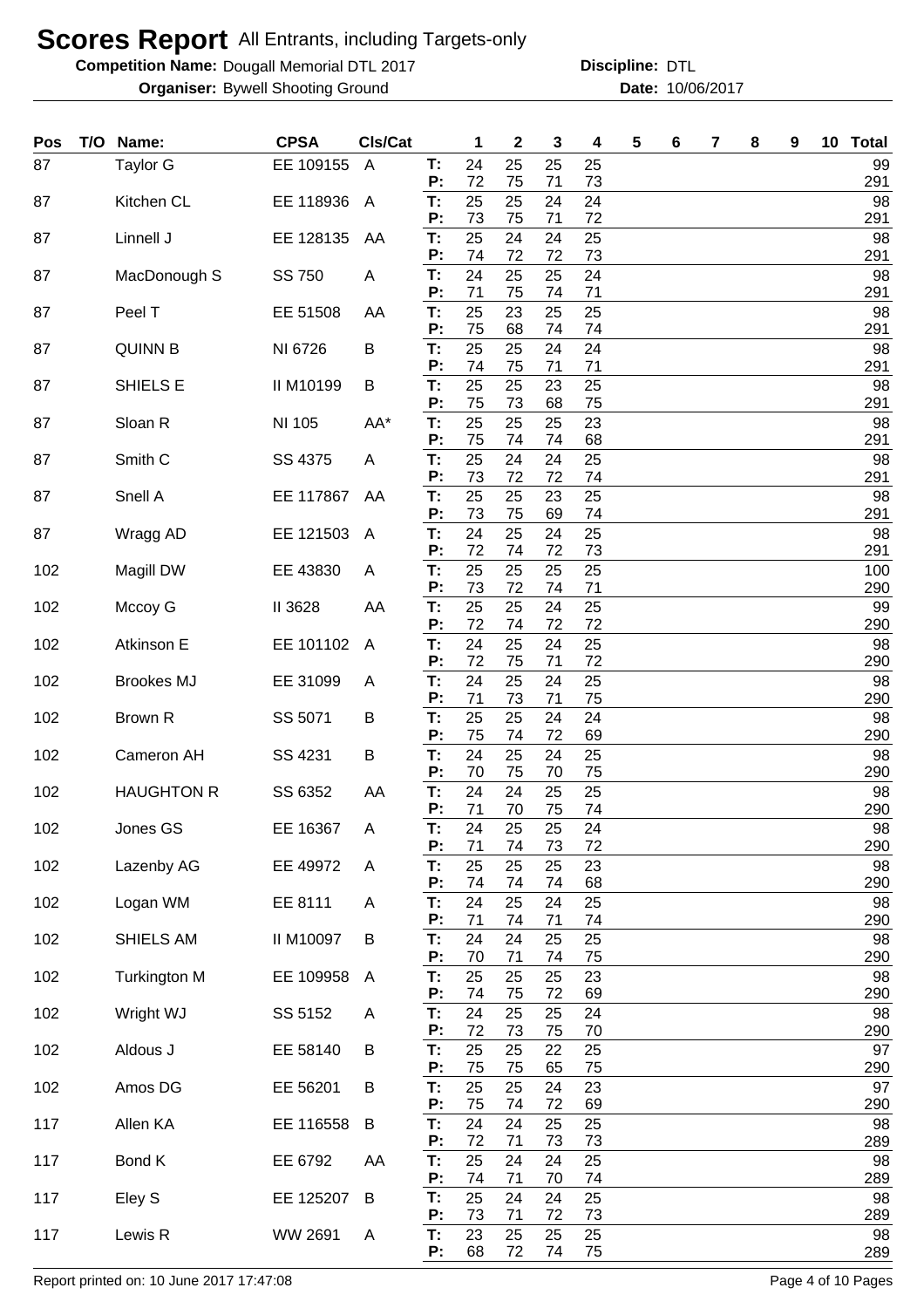# Scores Report All Entrants, including Targets-only

**Competition Name:** Dougall Memorial DTL 2017 **Discipline:** DTL

**Organiser:** Bywell Shooting Ground **Date:** 10/06/2017

| Pos | T/O | Name: | CPSA | Cls/Cat | | 1 | 2 | 3 | 4 | 5 | 6 | 7 | 8 | 9 | 10 | Total |
|---|---|---|---|---|---|---|---|---|---|---|---|---|---|---|---|---|
| 87 | | Taylor G | EE 109155 | A | T: | 24 | 25 | 25 | 25 | | | | | | | 99 |
| | | | | | P: | 72 | 75 | 71 | 73 | | | | | | | 291 |
| 87 | | Kitchen CL | EE 118936 | A | T: | 25 | 25 | 24 | 24 | | | | | | | 98 |
| | | | | | P: | 73 | 75 | 71 | 72 | | | | | | | 291 |
| 87 | | Linnell J | EE 128135 | AA | T: | 25 | 24 | 24 | 25 | | | | | | | 98 |
| | | | | | P: | 74 | 72 | 72 | 73 | | | | | | | 291 |
| 87 | | MacDonough S | SS 750 | A | T: | 24 | 25 | 25 | 24 | | | | | | | 98 |
| | | | | | P: | 71 | 75 | 74 | 71 | | | | | | | 291 |
| 87 | | Peel T | EE 51508 | AA | T: | 25 | 23 | 25 | 25 | | | | | | | 98 |
| | | | | | P: | 75 | 68 | 74 | 74 | | | | | | | 291 |
| 87 | | QUINN B | NI 6726 | B | T: | 25 | 25 | 24 | 24 | | | | | | | 98 |
| | | | | | P: | 74 | 75 | 71 | 71 | | | | | | | 291 |
| 87 | | SHIELS E | II M10199 | B | T: | 25 | 25 | 23 | 25 | | | | | | | 98 |
| | | | | | P: | 75 | 73 | 68 | 75 | | | | | | | 291 |
| 87 | | Sloan R | NI 105 | AA* | T: | 25 | 25 | 25 | 23 | | | | | | | 98 |
| | | | | | P: | 75 | 74 | 74 | 68 | | | | | | | 291 |
| 87 | | Smith C | SS 4375 | A | T: | 25 | 24 | 24 | 25 | | | | | | | 98 |
| | | | | | P: | 73 | 72 | 72 | 74 | | | | | | | 291 |
| 87 | | Snell A | EE 117867 | AA | T: | 25 | 25 | 23 | 25 | | | | | | | 98 |
| | | | | | P: | 73 | 75 | 69 | 74 | | | | | | | 291 |
| 87 | | Wragg AD | EE 121503 | A | T: | 24 | 25 | 24 | 25 | | | | | | | 98 |
| | | | | | P: | 72 | 74 | 72 | 73 | | | | | | | 291 |
| 102 | | Magill DW | EE 43830 | A | T: | 25 | 25 | 25 | 25 | | | | | | | 100 |
| | | | | | P: | 73 | 72 | 74 | 71 | | | | | | | 290 |
| 102 | | Mccoy G | II 3628 | AA | T: | 25 | 25 | 24 | 25 | | | | | | | 99 |
| | | | | | P: | 72 | 74 | 72 | 72 | | | | | | | 290 |
| 102 | | Atkinson E | EE 101102 | A | T: | 24 | 25 | 24 | 25 | | | | | | | 98 |
| | | | | | P: | 72 | 75 | 71 | 72 | | | | | | | 290 |
| 102 | | Brookes MJ | EE 31099 | A | T: | 24 | 25 | 24 | 25 | | | | | | | 98 |
| | | | | | P: | 71 | 73 | 71 | 75 | | | | | | | 290 |
| 102 | | Brown R | SS 5071 | B | T: | 25 | 25 | 24 | 24 | | | | | | | 98 |
| | | | | | P: | 75 | 74 | 72 | 69 | | | | | | | 290 |
| 102 | | Cameron AH | SS 4231 | B | T: | 24 | 25 | 24 | 25 | | | | | | | 98 |
| | | | | | P: | 70 | 75 | 70 | 75 | | | | | | | 290 |
| 102 | | HAUGHTON R | SS 6352 | AA | T: | 24 | 24 | 25 | 25 | | | | | | | 98 |
| | | | | | P: | 71 | 70 | 75 | 74 | | | | | | | 290 |
| 102 | | Jones GS | EE 16367 | A | T: | 24 | 25 | 25 | 24 | | | | | | | 98 |
| | | | | | P: | 71 | 74 | 73 | 72 | | | | | | | 290 |
| 102 | | Lazenby AG | EE 49972 | A | T: | 25 | 25 | 25 | 23 | | | | | | | 98 |
| | | | | | P: | 74 | 74 | 74 | 68 | | | | | | | 290 |
| 102 | | Logan WM | EE 8111 | A | T: | 24 | 25 | 24 | 25 | | | | | | | 98 |
| | | | | | P: | 71 | 74 | 71 | 74 | | | | | | | 290 |
| 102 | | SHIELS AM | II M10097 | B | T: | 24 | 24 | 25 | 25 | | | | | | | 98 |
| | | | | | P: | 70 | 71 | 74 | 75 | | | | | | | 290 |
| 102 | | Turkington M | EE 109958 | A | T: | 25 | 25 | 25 | 23 | | | | | | | 98 |
| | | | | | P: | 74 | 75 | 72 | 69 | | | | | | | 290 |
| 102 | | Wright WJ | SS 5152 | A | T: | 24 | 25 | 25 | 24 | | | | | | | 98 |
| | | | | | P: | 72 | 73 | 75 | 70 | | | | | | | 290 |
| 102 | | Aldous J | EE 58140 | B | T: | 25 | 25 | 22 | 25 | | | | | | | 97 |
| | | | | | P: | 75 | 75 | 65 | 75 | | | | | | | 290 |
| 102 | | Amos DG | EE 56201 | B | T: | 25 | 25 | 24 | 23 | | | | | | | 97 |
| | | | | | P: | 75 | 74 | 72 | 69 | | | | | | | 290 |
| 117 | | Allen KA | EE 116558 | B | T: | 24 | 24 | 25 | 25 | | | | | | | 98 |
| | | | | | P: | 72 | 71 | 73 | 73 | | | | | | | 289 |
| 117 | | Bond K | EE 6792 | AA | T: | 25 | 24 | 24 | 25 | | | | | | | 98 |
| | | | | | P: | 74 | 71 | 70 | 74 | | | | | | | 289 |
| 117 | | Eley S | EE 125207 | B | T: | 25 | 24 | 24 | 25 | | | | | | | 98 |
| | | | | | P: | 73 | 71 | 72 | 73 | | | | | | | 289 |
| 117 | | Lewis R | WW 2691 | A | T: | 23 | 25 | 25 | 25 | | | | | | | 98 |
| | | | | | P: | 68 | 72 | 74 | 75 | | | | | | | 289 |

Report printed on: 10 June 2017 17:47:08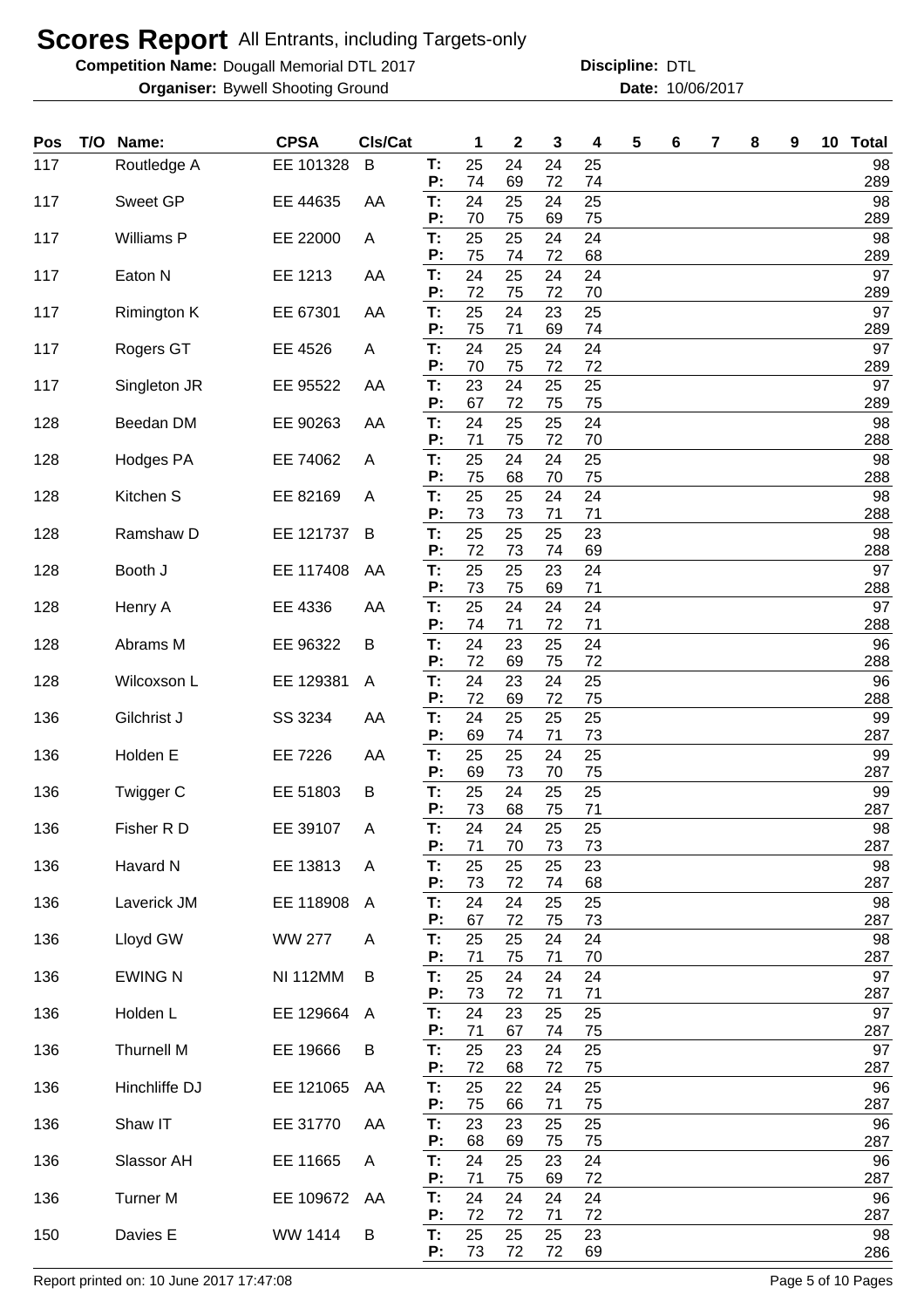# Scores Report All Entrants, including Targets-only

**Competition Name:** Dougall Memorial DTL 2017 **Discipline:** DTL

**Organiser:** Bywell Shooting Ground **Date:** 10/06/2017

| Pos | T/O | Name: | CPSA | Cls/Cat | | 1 | 2 | 3 | 4 | 5 | 6 | 7 | 8 | 9 | 10 | Total |
|---|---|---|---|---|---|---|---|---|---|---|---|---|---|---|---|---|
| 117 | | Routledge A | EE 101328 | B | T: | 25 | 24 | 24 | 25 | | | | | | | 98 |
| | | | | | P: | 74 | 69 | 72 | 74 | | | | | | | 289 |
| 117 | | Sweet GP | EE 44635 | AA | T: | 24 | 25 | 24 | 25 | | | | | | | 98 |
| | | | | | P: | 70 | 75 | 69 | 75 | | | | | | | 289 |
| 117 | | Williams P | EE 22000 | A | T: | 25 | 25 | 24 | 24 | | | | | | | 98 |
| | | | | | P: | 75 | 74 | 72 | 68 | | | | | | | 289 |
| 117 | | Eaton N | EE 1213 | AA | T: | 24 | 25 | 24 | 24 | | | | | | | 97 |
| | | | | | P: | 72 | 75 | 72 | 70 | | | | | | | 289 |
| 117 | | Rimington K | EE 67301 | AA | T: | 25 | 24 | 23 | 25 | | | | | | | 97 |
| | | | | | P: | 75 | 71 | 69 | 74 | | | | | | | 289 |
| 117 | | Rogers GT | EE 4526 | A | T: | 24 | 25 | 24 | 24 | | | | | | | 97 |
| | | | | | P: | 70 | 75 | 72 | 72 | | | | | | | 289 |
| 117 | | Singleton JR | EE 95522 | AA | T: | 23 | 24 | 25 | 25 | | | | | | | 97 |
| | | | | | P: | 67 | 72 | 75 | 75 | | | | | | | 289 |
| 128 | | Beedan DM | EE 90263 | AA | T: | 24 | 25 | 25 | 24 | | | | | | | 98 |
| | | | | | P: | 71 | 75 | 72 | 70 | | | | | | | 288 |
| 128 | | Hodges PA | EE 74062 | A | T: | 25 | 24 | 24 | 25 | | | | | | | 98 |
| | | | | | P: | 75 | 68 | 70 | 75 | | | | | | | 288 |
| 128 | | Kitchen S | EE 82169 | A | T: | 25 | 25 | 24 | 24 | | | | | | | 98 |
| | | | | | P: | 73 | 73 | 71 | 71 | | | | | | | 288 |
| 128 | | Ramshaw D | EE 121737 | B | T: | 25 | 25 | 25 | 23 | | | | | | | 98 |
| | | | | | P: | 72 | 73 | 74 | 69 | | | | | | | 288 |
| 128 | | Booth J | EE 117408 | AA | T: | 25 | 25 | 23 | 24 | | | | | | | 97 |
| | | | | | P: | 73 | 75 | 69 | 71 | | | | | | | 288 |
| 128 | | Henry A | EE 4336 | AA | T: | 25 | 24 | 24 | 24 | | | | | | | 97 |
| | | | | | P: | 74 | 71 | 72 | 71 | | | | | | | 288 |
| 128 | | Abrams M | EE 96322 | B | T: | 24 | 23 | 25 | 24 | | | | | | | 96 |
| | | | | | P: | 72 | 69 | 75 | 72 | | | | | | | 288 |
| 128 | | Wilcoxson L | EE 129381 | A | T: | 24 | 23 | 24 | 25 | | | | | | | 96 |
| | | | | | P: | 72 | 69 | 72 | 75 | | | | | | | 288 |
| 136 | | Gilchrist J | SS 3234 | AA | T: | 24 | 25 | 25 | 25 | | | | | | | 99 |
| | | | | | P: | 69 | 74 | 71 | 73 | | | | | | | 287 |
| 136 | | Holden E | EE 7226 | AA | T: | 25 | 25 | 24 | 25 | | | | | | | 99 |
| | | | | | P: | 69 | 73 | 70 | 75 | | | | | | | 287 |
| 136 | | Twigger C | EE 51803 | B | T: | 25 | 24 | 25 | 25 | | | | | | | 99 |
| | | | | | P: | 73 | 68 | 75 | 71 | | | | | | | 287 |
| 136 | | Fisher R D | EE 39107 | A | T: | 24 | 24 | 25 | 25 | | | | | | | 98 |
| | | | | | P: | 71 | 70 | 73 | 73 | | | | | | | 287 |
| 136 | | Havard N | EE 13813 | A | T: | 25 | 25 | 25 | 23 | | | | | | | 98 |
| | | | | | P: | 73 | 72 | 74 | 68 | | | | | | | 287 |
| 136 | | Laverick JM | EE 118908 | A | T: | 24 | 24 | 25 | 25 | | | | | | | 98 |
| | | | | | P: | 67 | 72 | 75 | 73 | | | | | | | 287 |
| 136 | | Lloyd GW | WW 277 | A | T: | 25 | 25 | 24 | 24 | | | | | | | 98 |
| | | | | | P: | 71 | 75 | 71 | 70 | | | | | | | 287 |
| 136 | | EWING N | NI 112MM | B | T: | 25 | 24 | 24 | 24 | | | | | | | 97 |
| | | | | | P: | 73 | 72 | 71 | 71 | | | | | | | 287 |
| 136 | | Holden L | EE 129664 | A | T: | 24 | 23 | 25 | 25 | | | | | | | 97 |
| | | | | | P: | 71 | 67 | 74 | 75 | | | | | | | 287 |
| 136 | | Thurnell M | EE 19666 | B | T: | 25 | 23 | 24 | 25 | | | | | | | 97 |
| | | | | | P: | 72 | 68 | 72 | 75 | | | | | | | 287 |
| 136 | | Hinchliffe DJ | EE 121065 | AA | T: | 25 | 22 | 24 | 25 | | | | | | | 96 |
| | | | | | P: | 75 | 66 | 71 | 75 | | | | | | | 287 |
| 136 | | Shaw IT | EE 31770 | AA | T: | 23 | 23 | 25 | 25 | | | | | | | 96 |
| | | | | | P: | 68 | 69 | 75 | 75 | | | | | | | 287 |
| 136 | | Slassor AH | EE 11665 | A | T: | 24 | 25 | 23 | 24 | | | | | | | 96 |
| | | | | | P: | 71 | 75 | 69 | 72 | | | | | | | 287 |
| 136 | | Turner M | EE 109672 | AA | T: | 24 | 24 | 24 | 24 | | | | | | | 96 |
| | | | | | P: | 72 | 72 | 71 | 72 | | | | | | | 287 |
| 150 | | Davies E | WW 1414 | B | T: | 25 | 25 | 25 | 23 | | | | | | | 98 |
| | | | | | P: | 73 | 72 | 72 | 69 | | | | | | | 286 |

Report printed on: 10 June 2017 17:47:08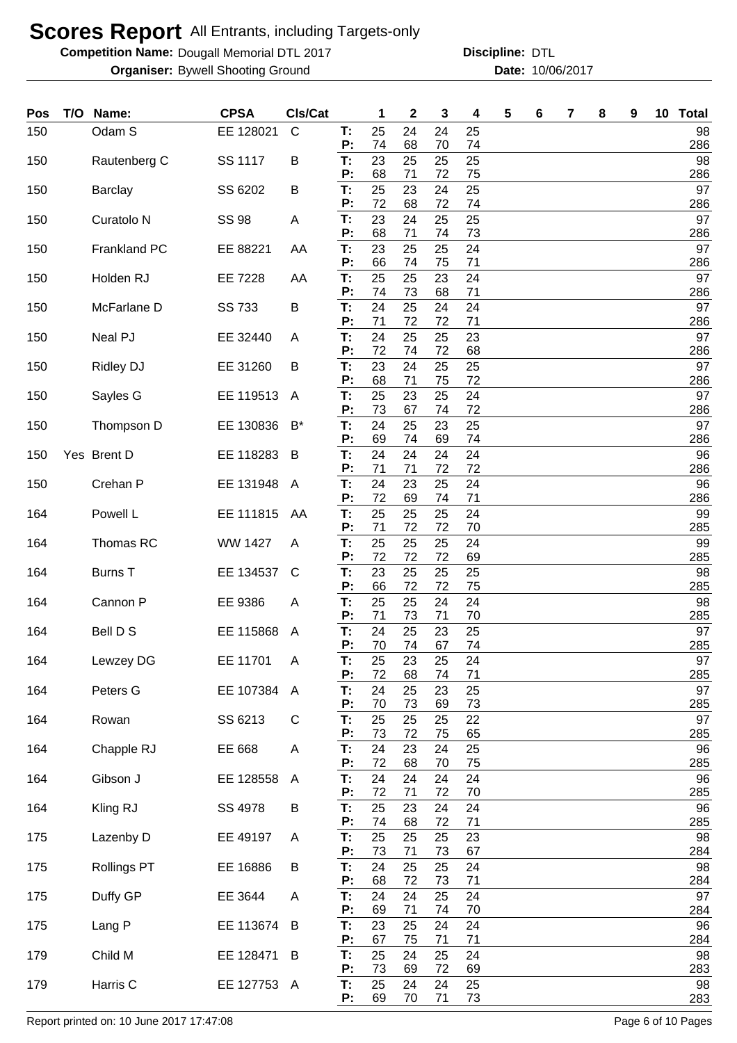# Scores Report All Entrants, including Targets-only

**Competition Name:** Dougall Memorial DTL 2017 **Discipline:** DTL

**Organiser:** Bywell Shooting Ground **Date:** 10/06/2017

| Pos | T/O | Name: | CPSA | Cls/Cat | | 1 | 2 | 3 | 4 | 5 | 6 | 7 | 8 | 9 | 10 | Total |
|---|---|---|---|---|---|---|---|---|---|---|---|---|---|---|---|---|
| 150 | | Odam S | EE 128021 | C | T: | 25 | 24 | 24 | 25 | | | | | | | 98 |
| | | | | | P: | 74 | 68 | 70 | 74 | | | | | | | 286 |
| 150 | | Rautenberg C | SS 1117 | B | T: | 23 | 25 | 25 | 25 | | | | | | | 98 |
| | | | | | P: | 68 | 71 | 72 | 75 | | | | | | | 286 |
| 150 | | Barclay | SS 6202 | B | T: | 25 | 23 | 24 | 25 | | | | | | | 97 |
| | | | | | P: | 72 | 68 | 72 | 74 | | | | | | | 286 |
| 150 | | Curatolo N | SS 98 | A | T: | 23 | 24 | 25 | 25 | | | | | | | 97 |
| | | | | | P: | 68 | 71 | 74 | 73 | | | | | | | 286 |
| 150 | | Frankland PC | EE 88221 | AA | T: | 23 | 25 | 25 | 24 | | | | | | | 97 |
| | | | | | P: | 66 | 74 | 75 | 71 | | | | | | | 286 |
| 150 | | Holden RJ | EE 7228 | AA | T: | 25 | 25 | 23 | 24 | | | | | | | 97 |
| | | | | | P: | 74 | 73 | 68 | 71 | | | | | | | 286 |
| 150 | | McFarlane D | SS 733 | B | T: | 24 | 25 | 24 | 24 | | | | | | | 97 |
| | | | | | P: | 71 | 72 | 72 | 71 | | | | | | | 286 |
| 150 | | Neal PJ | EE 32440 | A | T: | 24 | 25 | 25 | 23 | | | | | | | 97 |
| | | | | | P: | 72 | 74 | 72 | 68 | | | | | | | 286 |
| 150 | | Ridley DJ | EE 31260 | B | T: | 23 | 24 | 25 | 25 | | | | | | | 97 |
| | | | | | P: | 68 | 71 | 75 | 72 | | | | | | | 286 |
| 150 | | Sayles G | EE 119513 | A | T: | 25 | 23 | 25 | 24 | | | | | | | 97 |
| | | | | | P: | 73 | 67 | 74 | 72 | | | | | | | 286 |
| 150 | | Thompson D | EE 130836 | B* | T: | 24 | 25 | 23 | 25 | | | | | | | 97 |
| | | | | | P: | 69 | 74 | 69 | 74 | | | | | | | 286 |
| 150 | Yes | Brent D | EE 118283 | B | T: | 24 | 24 | 24 | 24 | | | | | | | 96 |
| | | | | | P: | 71 | 71 | 72 | 72 | | | | | | | 286 |
| 150 | | Crehan P | EE 131948 | A | T: | 24 | 23 | 25 | 24 | | | | | | | 96 |
| | | | | | P: | 72 | 69 | 74 | 71 | | | | | | | 286 |
| 164 | | Powell L | EE 111815 | AA | T: | 25 | 25 | 25 | 24 | | | | | | | 99 |
| | | | | | P: | 71 | 72 | 72 | 70 | | | | | | | 285 |
| 164 | | Thomas RC | WW 1427 | A | T: | 25 | 25 | 25 | 24 | | | | | | | 99 |
| | | | | | P: | 72 | 72 | 72 | 69 | | | | | | | 285 |
| 164 | | Burns T | EE 134537 | C | T: | 23 | 25 | 25 | 25 | | | | | | | 98 |
| | | | | | P: | 66 | 72 | 72 | 75 | | | | | | | 285 |
| 164 | | Cannon P | EE 9386 | A | T: | 25 | 25 | 24 | 24 | | | | | | | 98 |
| | | | | | P: | 71 | 73 | 71 | 70 | | | | | | | 285 |
| 164 | | Bell D S | EE 115868 | A | T: | 24 | 25 | 23 | 25 | | | | | | | 97 |
| | | | | | P: | 70 | 74 | 67 | 74 | | | | | | | 285 |
| 164 | | Lewzey DG | EE 11701 | A | T: | 25 | 23 | 25 | 24 | | | | | | | 97 |
| | | | | | P: | 72 | 68 | 74 | 71 | | | | | | | 285 |
| 164 | | Peters G | EE 107384 | A | T: | 24 | 25 | 23 | 25 | | | | | | | 97 |
| | | | | | P: | 70 | 73 | 69 | 73 | | | | | | | 285 |
| 164 | | Rowan | SS 6213 | C | T: | 25 | 25 | 25 | 22 | | | | | | | 97 |
| | | | | | P: | 73 | 72 | 75 | 65 | | | | | | | 285 |
| 164 | | Chapple RJ | EE 668 | A | T: | 24 | 23 | 24 | 25 | | | | | | | 96 |
| | | | | | P: | 72 | 68 | 70 | 75 | | | | | | | 285 |
| 164 | | Gibson J | EE 128558 | A | T: | 24 | 24 | 24 | 24 | | | | | | | 96 |
| | | | | | P: | 72 | 71 | 72 | 70 | | | | | | | 285 |
| 164 | | Kling RJ | SS 4978 | B | T: | 25 | 23 | 24 | 24 | | | | | | | 96 |
| | | | | | P: | 74 | 68 | 72 | 71 | | | | | | | 285 |
| 175 | | Lazenby D | EE 49197 | A | T: | 25 | 25 | 25 | 23 | | | | | | | 98 |
| | | | | | P: | 73 | 71 | 73 | 67 | | | | | | | 284 |
| 175 | | Rollings PT | EE 16886 | B | T: | 24 | 25 | 25 | 24 | | | | | | | 98 |
| | | | | | P: | 68 | 72 | 73 | 71 | | | | | | | 284 |
| 175 | | Duffy GP | EE 3644 | A | T: | 24 | 24 | 25 | 24 | | | | | | | 97 |
| | | | | | P: | 69 | 71 | 74 | 70 | | | | | | | 284 |
| 175 | | Lang P | EE 113674 | B | T: | 23 | 25 | 24 | 24 | | | | | | | 96 |
| | | | | | P: | 67 | 75 | 71 | 71 | | | | | | | 284 |
| 179 | | Child M | EE 128471 | B | T: | 25 | 24 | 25 | 24 | | | | | | | 98 |
| | | | | | P: | 73 | 69 | 72 | 69 | | | | | | | 283 |
| 179 | | Harris C | EE 127753 | A | T: | 25 | 24 | 24 | 25 | | | | | | | 98 |
| | | | | | P: | 69 | 70 | 71 | 73 | | | | | | | 283 |

Report printed on: 10 June 2017 17:47:08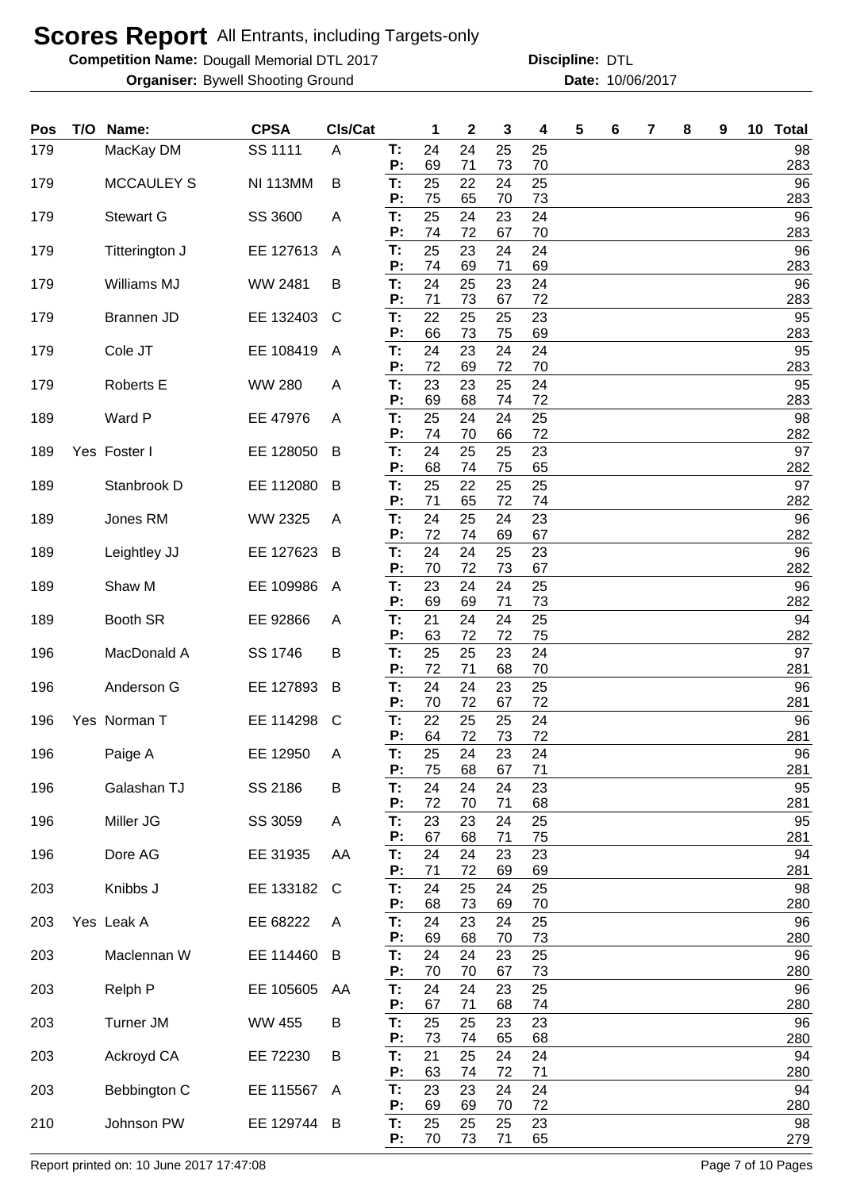# Scores Report All Entrants, including Targets-only

**Competition Name:** Dougall Memorial DTL 2017 **Discipline:** DTL

**Organiser:** Bywell Shooting Ground **Date:** 10/06/2017

| Pos | T/O | Name: | CPSA | Cls/Cat | | 1 | 2 | 3 | 4 | 5 | 6 | 7 | 8 | 9 | 10 | Total |
|---|---|---|---|---|---|---|---|---|---|---|---|---|---|---|---|---|
| 179 | | MacKay DM | SS 1111 | A | T: | 24 | 24 | 25 | 25 | | | | | | | 98 |
| | | | | | P: | 69 | 71 | 73 | 70 | | | | | | | 283 |
| 179 | | MCCAULEY S | NI 113MM | B | T: | 25 | 22 | 24 | 25 | | | | | | | 96 |
| | | | | | P: | 75 | 65 | 70 | 73 | | | | | | | 283 |
| 179 | | Stewart G | SS 3600 | A | T: | 25 | 24 | 23 | 24 | | | | | | | 96 |
| | | | | | P: | 74 | 72 | 67 | 70 | | | | | | | 283 |
| 179 | | Titterington J | EE 127613 | A | T: | 25 | 23 | 24 | 24 | | | | | | | 96 |
| | | | | | P: | 74 | 69 | 71 | 69 | | | | | | | 283 |
| 179 | | Williams MJ | WW 2481 | B | T: | 24 | 25 | 23 | 24 | | | | | | | 96 |
| | | | | | P: | 71 | 73 | 67 | 72 | | | | | | | 283 |
| 179 | | Brannen JD | EE 132403 | C | T: | 22 | 25 | 25 | 23 | | | | | | | 95 |
| | | | | | P: | 66 | 73 | 75 | 69 | | | | | | | 283 |
| 179 | | Cole JT | EE 108419 | A | T: | 24 | 23 | 24 | 24 | | | | | | | 95 |
| | | | | | P: | 72 | 69 | 72 | 70 | | | | | | | 283 |
| 179 | | Roberts E | WW 280 | A | T: | 23 | 23 | 25 | 24 | | | | | | | 95 |
| | | | | | P: | 69 | 68 | 74 | 72 | | | | | | | 283 |
| 189 | | Ward P | EE 47976 | A | T: | 25 | 24 | 24 | 25 | | | | | | | 98 |
| | | | | | P: | 74 | 70 | 66 | 72 | | | | | | | 282 |
| 189 | Yes | Foster I | EE 128050 | B | T: | 24 | 25 | 25 | 23 | | | | | | | 97 |
| | | | | | P: | 68 | 74 | 75 | 65 | | | | | | | 282 |
| 189 | | Stanbrook D | EE 112080 | B | T: | 25 | 22 | 25 | 25 | | | | | | | 97 |
| | | | | | P: | 71 | 65 | 72 | 74 | | | | | | | 282 |
| 189 | | Jones RM | WW 2325 | A | T: | 24 | 25 | 24 | 23 | | | | | | | 96 |
| | | | | | P: | 72 | 74 | 69 | 67 | | | | | | | 282 |
| 189 | | Leightley JJ | EE 127623 | B | T: | 24 | 24 | 25 | 23 | | | | | | | 96 |
| | | | | | P: | 70 | 72 | 73 | 67 | | | | | | | 282 |
| 189 | | Shaw M | EE 109986 | A | T: | 23 | 24 | 24 | 25 | | | | | | | 96 |
| | | | | | P: | 69 | 69 | 71 | 73 | | | | | | | 282 |
| 189 | | Booth SR | EE 92866 | A | T: | 21 | 24 | 24 | 25 | | | | | | | 94 |
| | | | | | P: | 63 | 72 | 72 | 75 | | | | | | | 282 |
| 196 | | MacDonald A | SS 1746 | B | T: | 25 | 25 | 23 | 24 | | | | | | | 97 |
| | | | | | P: | 72 | 71 | 68 | 70 | | | | | | | 281 |
| 196 | | Anderson G | EE 127893 | B | T: | 24 | 24 | 23 | 25 | | | | | | | 96 |
| | | | | | P: | 70 | 72 | 67 | 72 | | | | | | | 281 |
| 196 | Yes | Norman T | EE 114298 | C | T: | 22 | 25 | 25 | 24 | | | | | | | 96 |
| | | | | | P: | 64 | 72 | 73 | 72 | | | | | | | 281 |
| 196 | | Paige A | EE 12950 | A | T: | 25 | 24 | 23 | 24 | | | | | | | 96 |
| | | | | | P: | 75 | 68 | 67 | 71 | | | | | | | 281 |
| 196 | | Galashan TJ | SS 2186 | B | T: | 24 | 24 | 24 | 23 | | | | | | | 95 |
| | | | | | P: | 72 | 70 | 71 | 68 | | | | | | | 281 |
| 196 | | Miller JG | SS 3059 | A | T: | 23 | 23 | 24 | 25 | | | | | | | 95 |
| | | | | | P: | 67 | 68 | 71 | 75 | | | | | | | 281 |
| 196 | | Dore AG | EE 31935 | AA | T: | 24 | 24 | 23 | 23 | | | | | | | 94 |
| | | | | | P: | 71 | 72 | 69 | 69 | | | | | | | 281 |
| 203 | | Knibbs J | EE 133182 | C | T: | 24 | 25 | 24 | 25 | | | | | | | 98 |
| | | | | | P: | 68 | 73 | 69 | 70 | | | | | | | 280 |
| 203 | Yes | Leak A | EE 68222 | A | T: | 24 | 23 | 24 | 25 | | | | | | | 96 |
| | | | | | P: | 69 | 68 | 70 | 73 | | | | | | | 280 |
| 203 | | Maclennan W | EE 114460 | B | T: | 24 | 24 | 23 | 25 | | | | | | | 96 |
| | | | | | P: | 70 | 70 | 67 | 73 | | | | | | | 280 |
| 203 | | Relph P | EE 105605 | AA | T: | 24 | 24 | 23 | 25 | | | | | | | 96 |
| | | | | | P: | 67 | 71 | 68 | 74 | | | | | | | 280 |
| 203 | | Turner JM | WW 455 | B | T: | 25 | 25 | 23 | 23 | | | | | | | 96 |
| | | | | | P: | 73 | 74 | 65 | 68 | | | | | | | 280 |
| 203 | | Ackroyd CA | EE 72230 | B | T: | 21 | 25 | 24 | 24 | | | | | | | 94 |
| | | | | | P: | 63 | 74 | 72 | 71 | | | | | | | 280 |
| 203 | | Bebbington C | EE 115567 | A | T: | 23 | 23 | 24 | 24 | | | | | | | 94 |
| | | | | | P: | 69 | 69 | 70 | 72 | | | | | | | 280 |
| 210 | | Johnson PW | EE 129744 | B | T: | 25 | 25 | 25 | 23 | | | | | | | 98 |
| | | | | | P: | 70 | 73 | 71 | 65 | | | | | | | 279 |

Report printed on: 10 June 2017 17:47:08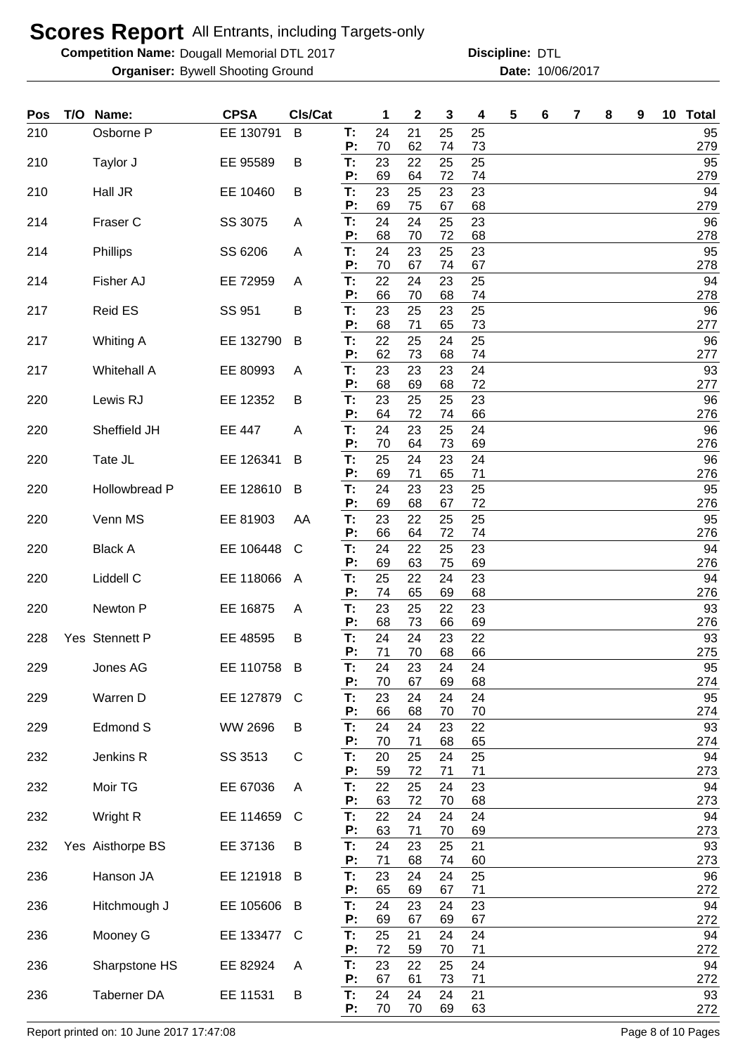# Scores Report All Entrants, including Targets-only

**Competition Name:** Dougall Memorial DTL 2017 **Discipline:** DTL

**Organiser:** Bywell Shooting Ground **Date:** 10/06/2017

| Pos | T/O | Name: | CPSA | Cls/Cat | | 1 | 2 | 3 | 4 | 5 | 6 | 7 | 8 | 9 | 10 | Total |
|---|---|---|---|---|---|---|---|---|---|---|---|---|---|---|---|---|
| 210 | | Osborne P | EE 130791 | B | T: | 24 | 21 | 25 | 25 | | | | | | | 95 |
| | | | | | P: | 70 | 62 | 74 | 73 | | | | | | | 279 |
| 210 | | Taylor J | EE 95589 | B | T: | 23 | 22 | 25 | 25 | | | | | | | 95 |
| | | | | | P: | 69 | 64 | 72 | 74 | | | | | | | 279 |
| 210 | | Hall JR | EE 10460 | B | T: | 23 | 25 | 23 | 23 | | | | | | | 94 |
| | | | | | P: | 69 | 75 | 67 | 68 | | | | | | | 279 |
| 214 | | Fraser C | SS 3075 | A | T: | 24 | 24 | 25 | 23 | | | | | | | 96 |
| | | | | | P: | 68 | 70 | 72 | 68 | | | | | | | 278 |
| 214 | | Phillips | SS 6206 | A | T: | 24 | 23 | 25 | 23 | | | | | | | 95 |
| | | | | | P: | 70 | 67 | 74 | 67 | | | | | | | 278 |
| 214 | | Fisher AJ | EE 72959 | A | T: | 22 | 24 | 23 | 25 | | | | | | | 94 |
| | | | | | P: | 66 | 70 | 68 | 74 | | | | | | | 278 |
| 217 | | Reid ES | SS 951 | B | T: | 23 | 25 | 23 | 25 | | | | | | | 96 |
| | | | | | P: | 68 | 71 | 65 | 73 | | | | | | | 277 |
| 217 | | Whiting A | EE 132790 | B | T: | 22 | 25 | 24 | 25 | | | | | | | 96 |
| | | | | | P: | 62 | 73 | 68 | 74 | | | | | | | 277 |
| 217 | | Whitehall A | EE 80993 | A | T: | 23 | 23 | 23 | 24 | | | | | | | 93 |
| | | | | | P: | 68 | 69 | 68 | 72 | | | | | | | 277 |
| 220 | | Lewis RJ | EE 12352 | B | T: | 23 | 25 | 25 | 23 | | | | | | | 96 |
| | | | | | P: | 64 | 72 | 74 | 66 | | | | | | | 276 |
| 220 | | Sheffield JH | EE 447 | A | T: | 24 | 23 | 25 | 24 | | | | | | | 96 |
| | | | | | P: | 70 | 64 | 73 | 69 | | | | | | | 276 |
| 220 | | Tate JL | EE 126341 | B | T: | 25 | 24 | 23 | 24 | | | | | | | 96 |
| | | | | | P: | 69 | 71 | 65 | 71 | | | | | | | 276 |
| 220 | | Hollowbread P | EE 128610 | B | T: | 24 | 23 | 23 | 25 | | | | | | | 95 |
| | | | | | P: | 69 | 68 | 67 | 72 | | | | | | | 276 |
| 220 | | Venn MS | EE 81903 | AA | T: | 23 | 22 | 25 | 25 | | | | | | | 95 |
| | | | | | P: | 66 | 64 | 72 | 74 | | | | | | | 276 |
| 220 | | Black A | EE 106448 | C | T: | 24 | 22 | 25 | 23 | | | | | | | 94 |
| | | | | | P: | 69 | 63 | 75 | 69 | | | | | | | 276 |
| 220 | | Liddell C | EE 118066 | A | T: | 25 | 22 | 24 | 23 | | | | | | | 94 |
| | | | | | P: | 74 | 65 | 69 | 68 | | | | | | | 276 |
| 220 | | Newton P | EE 16875 | A | T: | 23 | 25 | 22 | 23 | | | | | | | 93 |
| | | | | | P: | 68 | 73 | 66 | 69 | | | | | | | 276 |
| 228 | Yes | Stennett P | EE 48595 | B | T: | 24 | 24 | 23 | 22 | | | | | | | 93 |
| | | | | | P: | 71 | 70 | 68 | 66 | | | | | | | 275 |
| 229 | | Jones AG | EE 110758 | B | T: | 24 | 23 | 24 | 24 | | | | | | | 95 |
| | | | | | P: | 70 | 67 | 69 | 68 | | | | | | | 274 |
| 229 | | Warren D | EE 127879 | C | T: | 23 | 24 | 24 | 24 | | | | | | | 95 |
| | | | | | P: | 66 | 68 | 70 | 70 | | | | | | | 274 |
| 229 | | Edmond S | WW 2696 | B | T: | 24 | 24 | 23 | 22 | | | | | | | 93 |
| | | | | | P: | 70 | 71 | 68 | 65 | | | | | | | 274 |
| 232 | | Jenkins R | SS 3513 | C | T: | 20 | 25 | 24 | 25 | | | | | | | 94 |
| | | | | | P: | 59 | 72 | 71 | 71 | | | | | | | 273 |
| 232 | | Moir TG | EE 67036 | A | T: | 22 | 25 | 24 | 23 | | | | | | | 94 |
| | | | | | P: | 63 | 72 | 70 | 68 | | | | | | | 273 |
| 232 | | Wright R | EE 114659 | C | T: | 22 | 24 | 24 | 24 | | | | | | | 94 |
| | | | | | P: | 63 | 71 | 70 | 69 | | | | | | | 273 |
| 232 | Yes | Aisthorpe BS | EE 37136 | B | T: | 24 | 23 | 25 | 21 | | | | | | | 93 |
| | | | | | P: | 71 | 68 | 74 | 60 | | | | | | | 273 |
| 236 | | Hanson JA | EE 121918 | B | T: | 23 | 24 | 24 | 25 | | | | | | | 96 |
| | | | | | P: | 65 | 69 | 67 | 71 | | | | | | | 272 |
| 236 | | Hitchmough J | EE 105606 | B | T: | 24 | 23 | 24 | 23 | | | | | | | 94 |
| | | | | | P: | 69 | 67 | 69 | 67 | | | | | | | 272 |
| 236 | | Mooney G | EE 133477 | C | T: | 25 | 21 | 24 | 24 | | | | | | | 94 |
| | | | | | P: | 72 | 59 | 70 | 71 | | | | | | | 272 |
| 236 | | Sharpstone HS | EE 82924 | A | T: | 23 | 22 | 25 | 24 | | | | | | | 94 |
| | | | | | P: | 67 | 61 | 73 | 71 | | | | | | | 272 |
| 236 | | Taberner DA | EE 11531 | B | T: | 24 | 24 | 24 | 21 | | | | | | | 93 |
| | | | | | P: | 70 | 70 | 69 | 63 | | | | | | | 272 |

Report printed on: 10 June 2017 17:47:08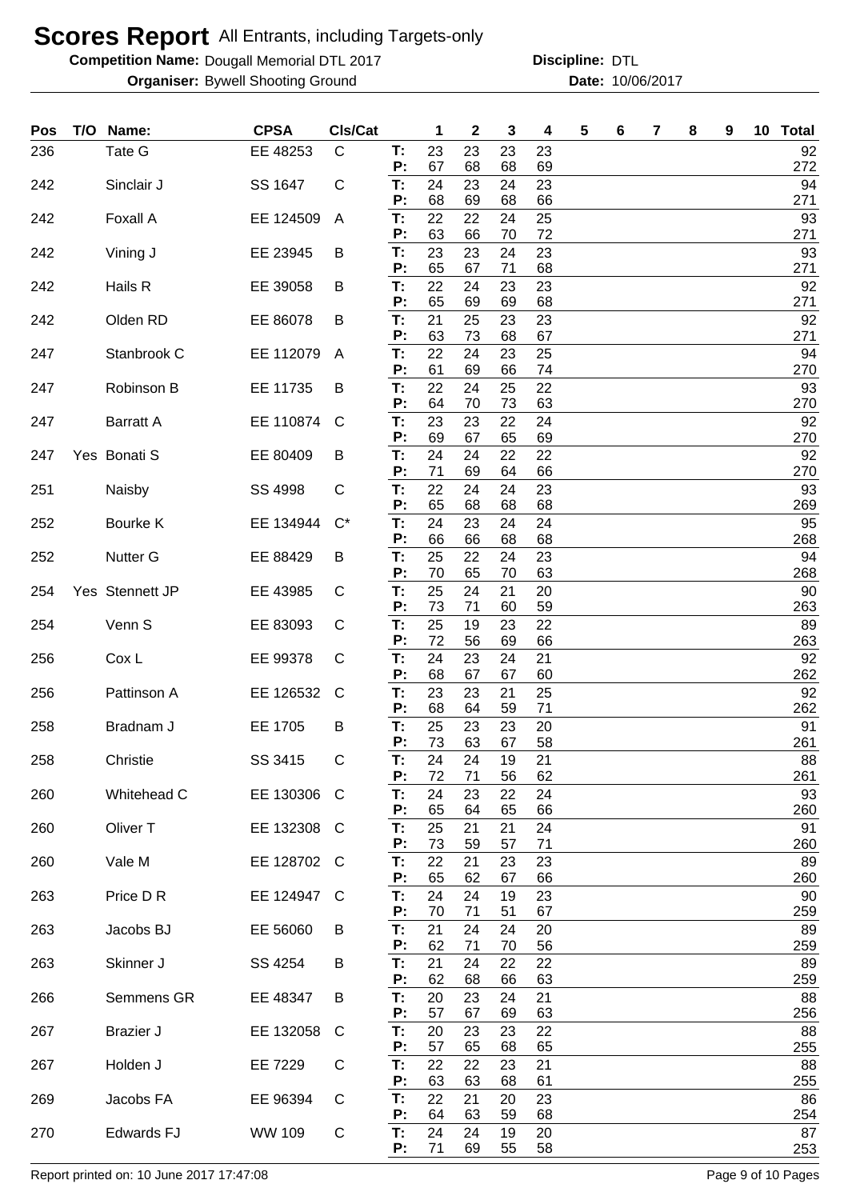# Scores Report All Entrants, including Targets-only

**Competition Name:** Dougall Memorial DTL 2017 **Discipline:** DTL

**Organiser:** Bywell Shooting Ground **Date:** 10/06/2017

| Pos | T/O | Name: | CPSA | Cls/Cat | | 1 | 2 | 3 | 4 | 5 | 6 | 7 | 8 | 9 | 10 | Total |
|---|---|---|---|---|---|---|---|---|---|---|---|---|---|---|---|---|
| 236 | | Tate G | EE 48253 | C | T: | 23 | 23 | 23 | 23 | | | | | | | 92 |
| | | | | | P: | 67 | 68 | 68 | 69 | | | | | | | 272 |
| 242 | | Sinclair J | SS 1647 | C | T: | 24 | 23 | 24 | 23 | | | | | | | 94 |
| | | | | | P: | 68 | 69 | 68 | 66 | | | | | | | 271 |
| 242 | | Foxall A | EE 124509 | A | T: | 22 | 22 | 24 | 25 | | | | | | | 93 |
| | | | | | P: | 63 | 66 | 70 | 72 | | | | | | | 271 |
| 242 | | Vining J | EE 23945 | B | T: | 23 | 23 | 24 | 23 | | | | | | | 93 |
| | | | | | P: | 65 | 67 | 71 | 68 | | | | | | | 271 |
| 242 | | Hails R | EE 39058 | B | T: | 22 | 24 | 23 | 23 | | | | | | | 92 |
| | | | | | P: | 65 | 69 | 69 | 68 | | | | | | | 271 |
| 242 | | Olden RD | EE 86078 | B | T: | 21 | 25 | 23 | 23 | | | | | | | 92 |
| | | | | | P: | 63 | 73 | 68 | 67 | | | | | | | 271 |
| 247 | | Stanbrook C | EE 112079 | A | T: | 22 | 24 | 23 | 25 | | | | | | | 94 |
| | | | | | P: | 61 | 69 | 66 | 74 | | | | | | | 270 |
| 247 | | Robinson B | EE 11735 | B | T: | 22 | 24 | 25 | 22 | | | | | | | 93 |
| | | | | | P: | 64 | 70 | 73 | 63 | | | | | | | 270 |
| 247 | | Barratt A | EE 110874 | C | T: | 23 | 23 | 22 | 24 | | | | | | | 92 |
| | | | | | P: | 69 | 67 | 65 | 69 | | | | | | | 270 |
| 247 | Yes | Bonati S | EE 80409 | B | T: | 24 | 24 | 22 | 22 | | | | | | | 92 |
| | | | | | P: | 71 | 69 | 64 | 66 | | | | | | | 270 |
| 251 | | Naisby | SS 4998 | C | T: | 22 | 24 | 24 | 23 | | | | | | | 93 |
| | | | | | P: | 65 | 68 | 68 | 68 | | | | | | | 269 |
| 252 | | Bourke K | EE 134944 | C* | T: | 24 | 23 | 24 | 24 | | | | | | | 95 |
| | | | | | P: | 66 | 66 | 68 | 68 | | | | | | | 268 |
| 252 | | Nutter G | EE 88429 | B | T: | 25 | 22 | 24 | 23 | | | | | | | 94 |
| | | | | | P: | 70 | 65 | 70 | 63 | | | | | | | 268 |
| 254 | Yes | Stennett JP | EE 43985 | C | T: | 25 | 24 | 21 | 20 | | | | | | | 90 |
| | | | | | P: | 73 | 71 | 60 | 59 | | | | | | | 263 |
| 254 | | Venn S | EE 83093 | C | T: | 25 | 19 | 23 | 22 | | | | | | | 89 |
| | | | | | P: | 72 | 56 | 69 | 66 | | | | | | | 263 |
| 256 | | Cox L | EE 99378 | C | T: | 24 | 23 | 24 | 21 | | | | | | | 92 |
| | | | | | P: | 68 | 67 | 67 | 60 | | | | | | | 262 |
| 256 | | Pattinson A | EE 126532 | C | T: | 23 | 23 | 21 | 25 | | | | | | | 92 |
| | | | | | P: | 68 | 64 | 59 | 71 | | | | | | | 262 |
| 258 | | Bradnam J | EE 1705 | B | T: | 25 | 23 | 23 | 20 | | | | | | | 91 |
| | | | | | P: | 73 | 63 | 67 | 58 | | | | | | | 261 |
| 258 | | Christie | SS 3415 | C | T: | 24 | 24 | 19 | 21 | | | | | | | 88 |
| | | | | | P: | 72 | 71 | 56 | 62 | | | | | | | 261 |
| 260 | | Whitehead C | EE 130306 | C | T: | 24 | 23 | 22 | 24 | | | | | | | 93 |
| | | | | | P: | 65 | 64 | 65 | 66 | | | | | | | 260 |
| 260 | | Oliver T | EE 132308 | C | T: | 25 | 21 | 21 | 24 | | | | | | | 91 |
| | | | | | P: | 73 | 59 | 57 | 71 | | | | | | | 260 |
| 260 | | Vale M | EE 128702 | C | T: | 22 | 21 | 23 | 23 | | | | | | | 89 |
| | | | | | P: | 65 | 62 | 67 | 66 | | | | | | | 260 |
| 263 | | Price D R | EE 124947 | C | T: | 24 | 24 | 19 | 23 | | | | | | | 90 |
| | | | | | P: | 70 | 71 | 51 | 67 | | | | | | | 259 |
| 263 | | Jacobs BJ | EE 56060 | B | T: | 21 | 24 | 24 | 20 | | | | | | | 89 |
| | | | | | P: | 62 | 71 | 70 | 56 | | | | | | | 259 |
| 263 | | Skinner J | SS 4254 | B | T: | 21 | 24 | 22 | 22 | | | | | | | 89 |
| | | | | | P: | 62 | 68 | 66 | 63 | | | | | | | 259 |
| 266 | | Semmens GR | EE 48347 | B | T: | 20 | 23 | 24 | 21 | | | | | | | 88 |
| | | | | | P: | 57 | 67 | 69 | 63 | | | | | | | 256 |
| 267 | | Brazier J | EE 132058 | C | T: | 20 | 23 | 23 | 22 | | | | | | | 88 |
| | | | | | P: | 57 | 65 | 68 | 65 | | | | | | | 255 |
| 267 | | Holden J | EE 7229 | C | T: | 22 | 22 | 23 | 21 | | | | | | | 88 |
| | | | | | P: | 63 | 63 | 68 | 61 | | | | | | | 255 |
| 269 | | Jacobs FA | EE 96394 | C | T: | 22 | 21 | 20 | 23 | | | | | | | 86 |
| | | | | | P: | 64 | 63 | 59 | 68 | | | | | | | 254 |
| 270 | | Edwards FJ | WW 109 | C | T: | 24 | 24 | 19 | 20 | | | | | | | 87 |
| | | | | | P: | 71 | 69 | 55 | 58 | | | | | | | 253 |

Report printed on: 10 June 2017 17:47:08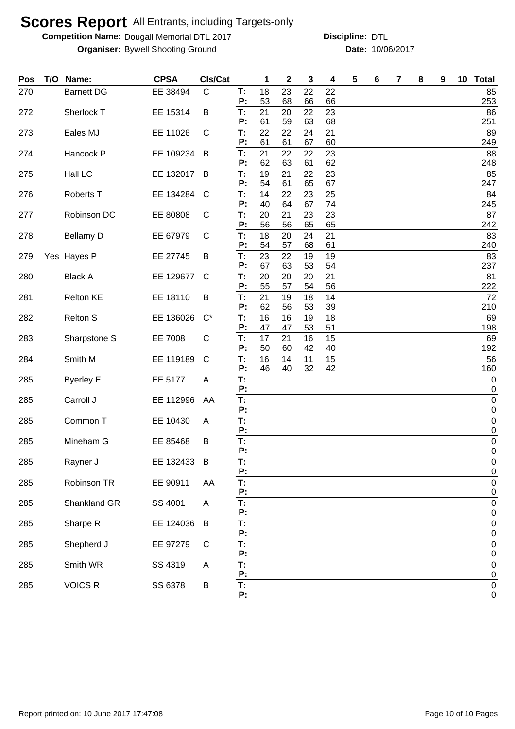# Scores Report All Entrants, including Targets-only

**Competition Name:** Dougall Memorial DTL 2017 **Discipline:** DTL

**Organiser:** Bywell Shooting Ground **Date:** 10/06/2017

| Pos | T/O | Name: | CPSA | Cls/Cat | | 1 | 2 | 3 | 4 | 5 | 6 | 7 | 8 | 9 | 10 | Total |
|---|---|---|---|---|---|---|---|---|---|---|---|---|---|---|---|---|
| 270 | | Barnett DG | EE 38494 | C | T: | 18 | 23 | 22 | 22 | | | | | | | 85 |
| | | | | | P: | 53 | 68 | 66 | 66 | | | | | | | 253 |
| 272 | | Sherlock T | EE 15314 | B | T: | 21 | 20 | 22 | 23 | | | | | | | 86 |
| | | | | | P: | 61 | 59 | 63 | 68 | | | | | | | 251 |
| 273 | | Eales MJ | EE 11026 | C | T: | 22 | 22 | 24 | 21 | | | | | | | 89 |
| | | | | | P: | 61 | 61 | 67 | 60 | | | | | | | 249 |
| 274 | | Hancock P | EE 109234 | B | T: | 21 | 22 | 22 | 23 | | | | | | | 88 |
| | | | | | P: | 62 | 63 | 61 | 62 | | | | | | | 248 |
| 275 | | Hall LC | EE 132017 | B | T: | 19 | 21 | 22 | 23 | | | | | | | 85 |
| | | | | | P: | 54 | 61 | 65 | 67 | | | | | | | 247 |
| 276 | | Roberts T | EE 134284 | C | T: | 14 | 22 | 23 | 25 | | | | | | | 84 |
| | | | | | P: | 40 | 64 | 67 | 74 | | | | | | | 245 |
| 277 | | Robinson DC | EE 80808 | C | T: | 20 | 21 | 23 | 23 | | | | | | | 87 |
| | | | | | P: | 56 | 56 | 65 | 65 | | | | | | | 242 |
| 278 | | Bellamy D | EE 67979 | C | T: | 18 | 20 | 24 | 21 | | | | | | | 83 |
| | | | | | P: | 54 | 57 | 68 | 61 | | | | | | | 240 |
| 279 | Yes | Hayes P | EE 27745 | B | T: | 23 | 22 | 19 | 19 | | | | | | | 83 |
| | | | | | P: | 67 | 63 | 53 | 54 | | | | | | | 237 |
| 280 | | Black A | EE 129677 | C | T: | 20 | 20 | 20 | 21 | | | | | | | 81 |
| | | | | | P: | 55 | 57 | 54 | 56 | | | | | | | 222 |
| 281 | | Relton KE | EE 18110 | B | T: | 21 | 19 | 18 | 14 | | | | | | | 72 |
| | | | | | P: | 62 | 56 | 53 | 39 | | | | | | | 210 |
| 282 | | Relton S | EE 136026 | C* | T: | 16 | 16 | 19 | 18 | | | | | | | 69 |
| | | | | | P: | 47 | 47 | 53 | 51 | | | | | | | 198 |
| 283 | | Sharpstone S | EE 7008 | C | T: | 17 | 21 | 16 | 15 | | | | | | | 69 |
| | | | | | P: | 50 | 60 | 42 | 40 | | | | | | | 192 |
| 284 | | Smith M | EE 119189 | C | T: | 16 | 14 | 11 | 15 | | | | | | | 56 |
| | | | | | P: | 46 | 40 | 32 | 42 | | | | | | | 160 |
| 285 | | Byerley E | EE 5177 | A | T: | | | | | | | | | | | 0 |
| | | | | | P: | | | | | | | | | | | 0 |
| 285 | | Carroll J | EE 112996 | AA | T: | | | | | | | | | | | 0 |
| | | | | | P: | | | | | | | | | | | 0 |
| 285 | | Common T | EE 10430 | A | T: | | | | | | | | | | | 0 |
| | | | | | P: | | | | | | | | | | | 0 |
| 285 | | Mineham G | EE 85468 | B | T: | | | | | | | | | | | 0 |
| | | | | | P: | | | | | | | | | | | 0 |
| 285 | | Rayner J | EE 132433 | B | T: | | | | | | | | | | | 0 |
| | | | | | P: | | | | | | | | | | | 0 |
| 285 | | Robinson TR | EE 90911 | AA | T: | | | | | | | | | | | 0 |
| | | | | | P: | | | | | | | | | | | 0 |
| 285 | | Shankland GR | SS 4001 | A | T: | | | | | | | | | | | 0 |
| | | | | | P: | | | | | | | | | | | 0 |
| 285 | | Sharpe R | EE 124036 | B | T: | | | | | | | | | | | 0 |
| | | | | | P: | | | | | | | | | | | 0 |
| 285 | | Shepherd J | EE 97279 | C | T: | | | | | | | | | | | 0 |
| | | | | | P: | | | | | | | | | | | 0 |
| 285 | | Smith WR | SS 4319 | A | T: | | | | | | | | | | | 0 |
| | | | | | P: | | | | | | | | | | | 0 |
| 285 | | VOICS R | SS 6378 | B | T: | | | | | | | | | | | 0 |
| | | | | | P: | | | | | | | | | | | 0 |

Report printed on: 10 June 2017 17:47:08